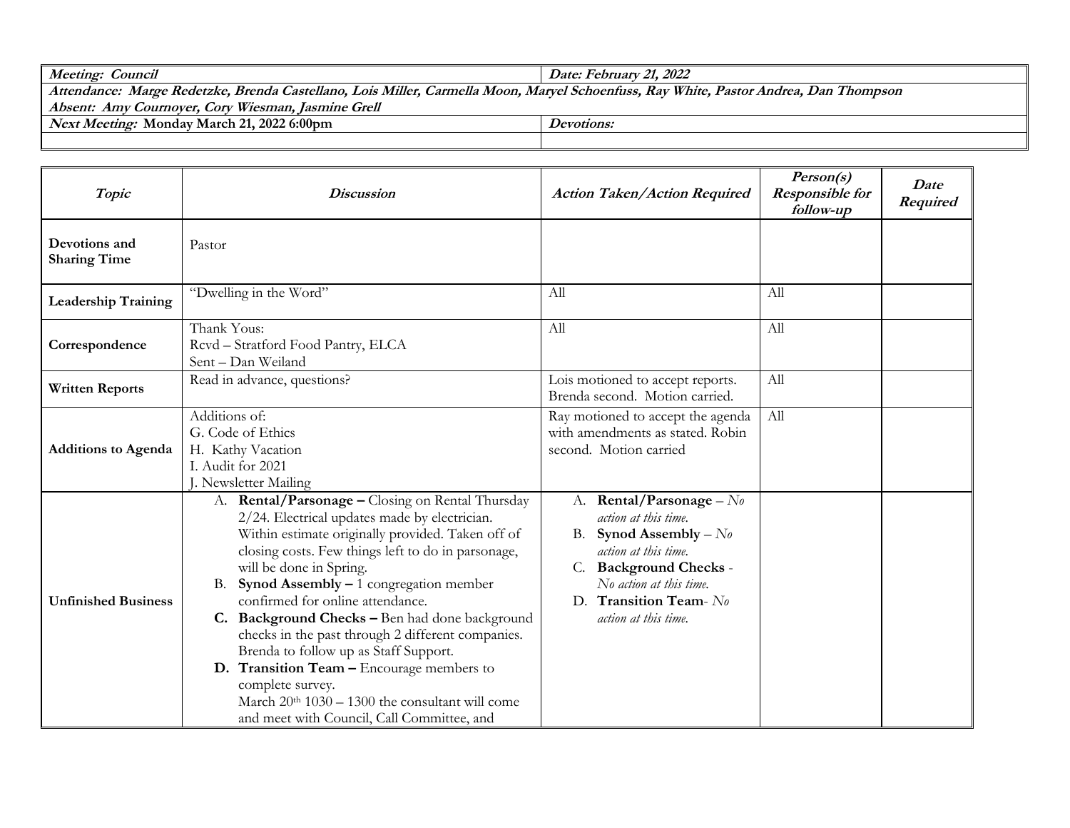| ***Meeting: Council*** | ***Date: February 21, 2022*** |
|---|---|
| ***Attendance: Marge Redetzke, Brenda Castellano, Lois Miller, Carmella Moon, Maryel Schoenfuss, Ray White, Pastor Andrea, Dan Thompson*** | |
| ***Absent: Amy Cournoyer, Cory Wiesman, Jasmine Grell*** | |
| ***Next Meeting:* Monday March 21, 2022 6:00pm** | ***Devotions:*** |
| | |

| *Topic* | *Discussion* | *Action Taken/Action Required* | *Person(s) Responsible for follow-up* | *Date Required* |
|---|---|---|---|---|
| **Devotions and Sharing Time** | Pastor | | | |
| **Leadership Training** | "Dwelling in the Word" | All | All | |
| **Correspondence** | Thank Yous:<br>Rcvd – Stratford Food Pantry, ELCA<br>Sent – Dan Weiland | All | All | |
| **Written Reports** | Read in advance, questions? | Lois motioned to accept reports. Brenda second. Motion carried. | All | |
| **Additions to Agenda** | Additions of:<br>G. Code of Ethics<br>H. Kathy Vacation<br>I. Audit for 2021<br>J. Newsletter Mailing | Ray motioned to accept the agenda with amendments as stated. Robin second. Motion carried | All | |
| **Unfinished Business** | A. **Rental/Parsonage –** Closing on Rental Thursday 2/24. Electrical updates made by electrician. Within estimate originally provided. Taken off of closing costs. Few things left to do in parsonage, will be done in Spring.<br>B. **Synod Assembly –** 1 congregation member confirmed for online attendance.<br>**C. Background Checks –** Ben had done background checks in the past through 2 different companies. Brenda to follow up as Staff Support.<br>**D. Transition Team –** Encourage members to complete survey.<br>March 20th 1030 – 1300 the consultant will come and meet with Council, Call Committee, and | A. **Rental/Parsonage** – *No action at this time.*<br>B. **Synod Assembly** – *No action at this time.*<br>C. **Background Checks** - *No action at this time.*<br>D. **Transition Team**- *No action at this time.* | | |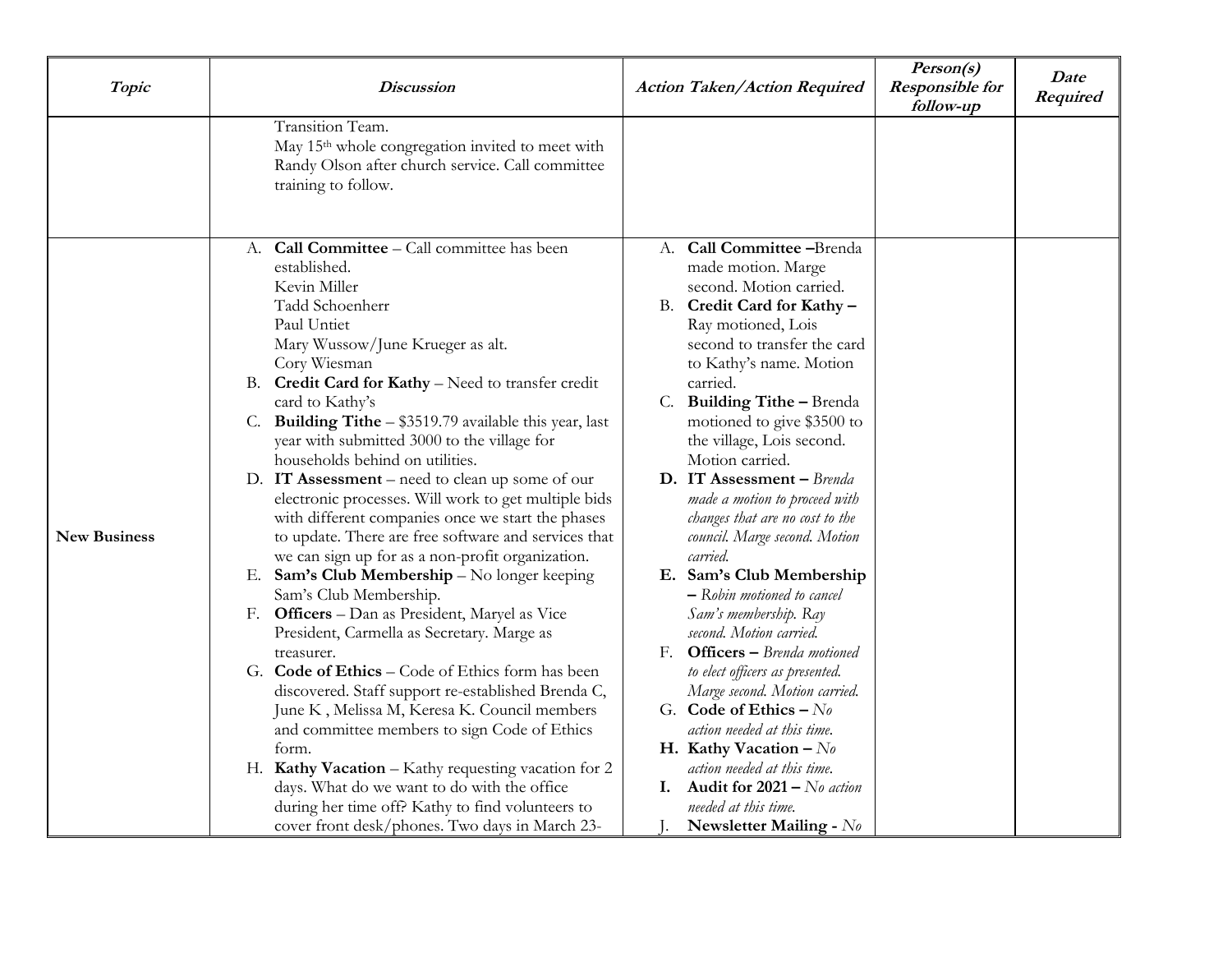| *Topic* | *Discussion* | *Action Taken/Action Required* | *Person(s) Responsible for follow-up* | *Date Required* |
|---|---|---|---|---|
| | Transition Team.<br>May 15th whole congregation invited to meet with Randy Olson after church service. Call committee training to follow. | | | |
| **New Business** | A. **Call Committee** – Call committee has been established.<br>Kevin Miller<br>Tadd Schoenherr<br>Paul Untiet<br>Mary Wussow/June Krueger as alt.<br>Cory Wiesman<br>B. **Credit Card for Kathy** – Need to transfer credit card to Kathy's<br>C. **Building Tithe** – $3519.79 available this year, last year with submitted 3000 to the village for households behind on utilities.<br>D. **IT Assessment** – need to clean up some of our electronic processes. Will work to get multiple bids with different companies once we start the phases to update. There are free software and services that we can sign up for as a non-profit organization.<br>E. **Sam's Club Membership** – No longer keeping Sam's Club Membership.<br>F. **Officers** – Dan as President, Maryel as Vice President, Carmella as Secretary. Marge as treasurer.<br>G. **Code of Ethics** – Code of Ethics form has been discovered. Staff support re-established Brenda C, June K , Melissa M, Keresa K. Council members and committee members to sign Code of Ethics form.<br>H. **Kathy Vacation** – Kathy requesting vacation for 2 days. What do we want to do with the office during her time off? Kathy to find volunteers to cover front desk/phones. Two days in March 23- | A. **Call Committee** –Brenda made motion. Marge second. Motion carried.<br>B. **Credit Card for Kathy** – Ray motioned, Lois second to transfer the card to Kathy's name. Motion carried.<br>C. **Building Tithe** – Brenda motioned to give $3500 to the village, Lois second. Motion carried.<br>**D. IT Assessment** – *Brenda made a motion to proceed with changes that are no cost to the council. Marge second. Motion carried.*<br>**E. Sam's Club Membership** – *Robin motioned to cancel Sam's membership. Ray second. Motion carried.*<br>F. **Officers** – *Brenda motioned to elect officers as presented. Marge second. Motion carried.*<br>G. **Code of Ethics** – *No action needed at this time.*<br>**H. Kathy Vacation** – *No action needed at this time.*<br>**I. Audit for 2021** – *No action needed at this time.*<br>J. **Newsletter Mailing** - *No* | | |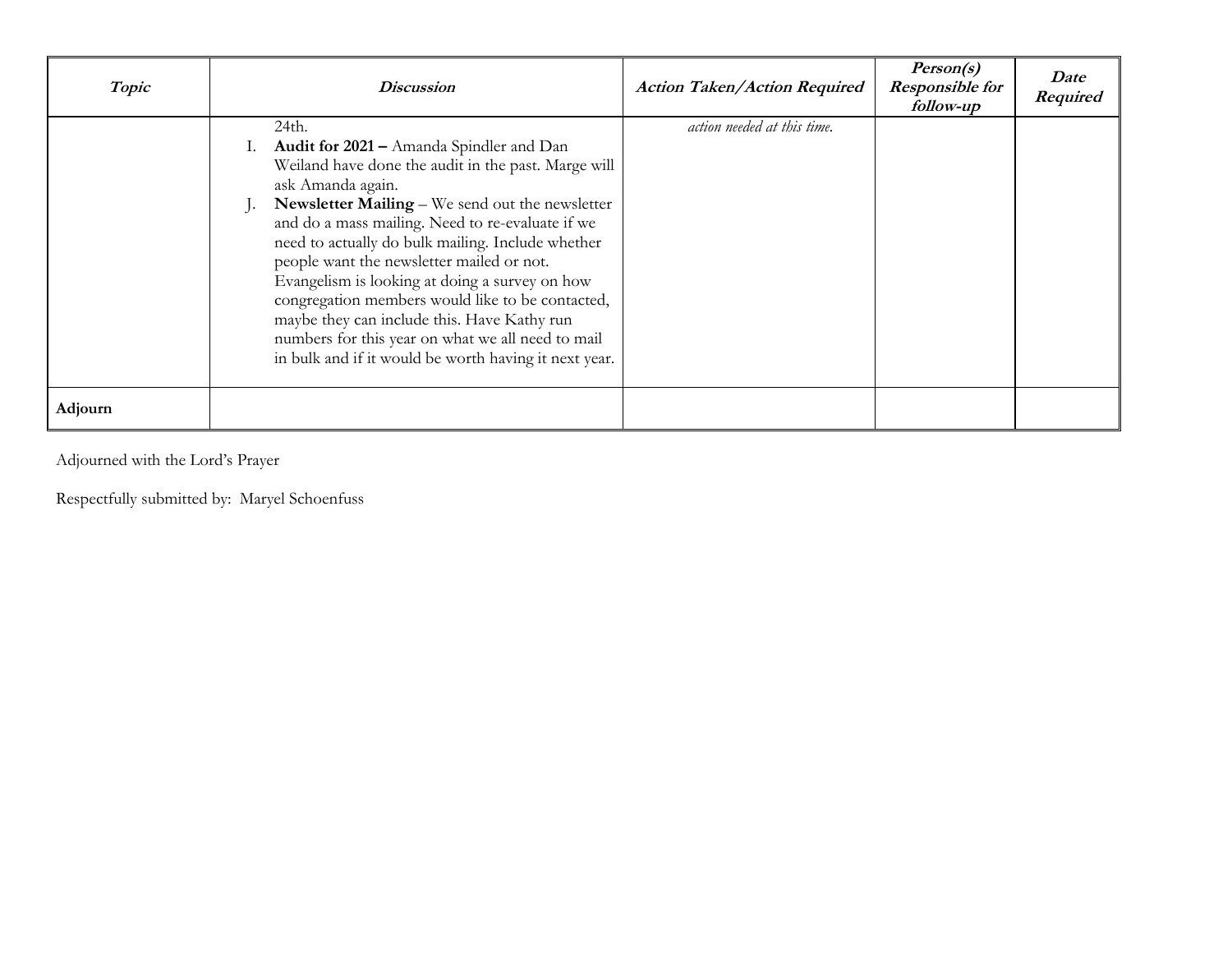| *Topic* | *Discussion* | *Action Taken/Action Required* | *Person(s) Responsible for follow-up* | *Date Required* |
|---|---|---|---|---|
| | 24th.<br>I. **Audit for 2021 –** Amanda Spindler and Dan Weiland have done the audit in the past. Marge will ask Amanda again.<br>J. **Newsletter Mailing** – We send out the newsletter and do a mass mailing. Need to re-evaluate if we need to actually do bulk mailing. Include whether people want the newsletter mailed or not. Evangelism is looking at doing a survey on how congregation members would like to be contacted, maybe they can include this. Have Kathy run numbers for this year on what we all need to mail in bulk and if it would be worth having it next year. | *action needed at this time.* | | |
| **Adjourn** | | | | |

Adjourned with the Lord's Prayer

Respectfully submitted by: Maryel Schoenfuss